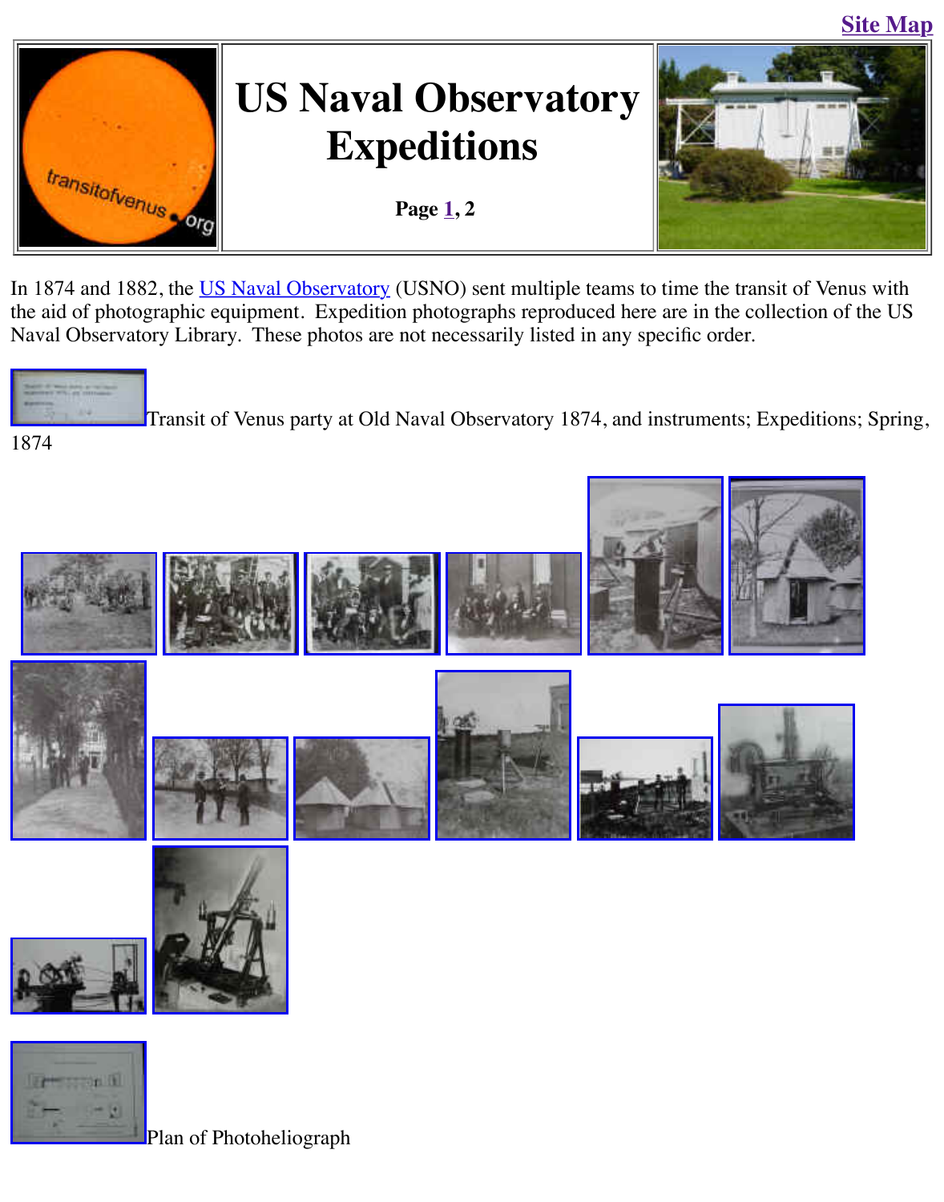Site Map

# US Naval Observatory Expeditions

**Page 1, 2**

In 1874 and 1882, the US Naval Observatory (USNO) sent multiple teams to time the transit of Venus with the aid of photographic equipment. Expedition photographs reproduced here are in the collection of the US Naval Observatory Library. These photos are not necessarily listed in any specific order.

Transit of Venus party at Old Naval Observatory 1874, and instruments; Expeditions; Spring, 1874

Plan of Photoheliograph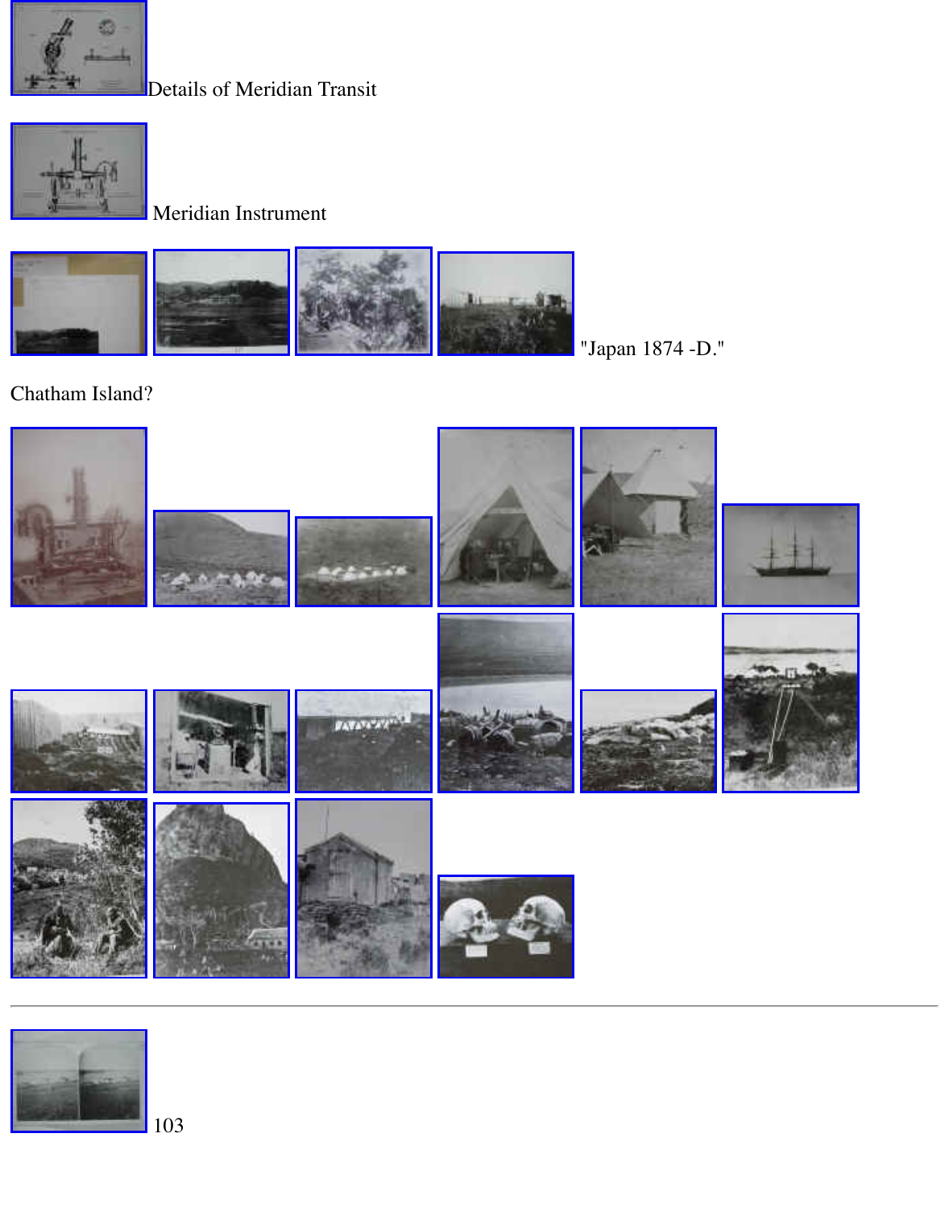Details of Meridian Transit

Meridian Instrument

"Japan 1874 -D."

Chatham Island?

---

103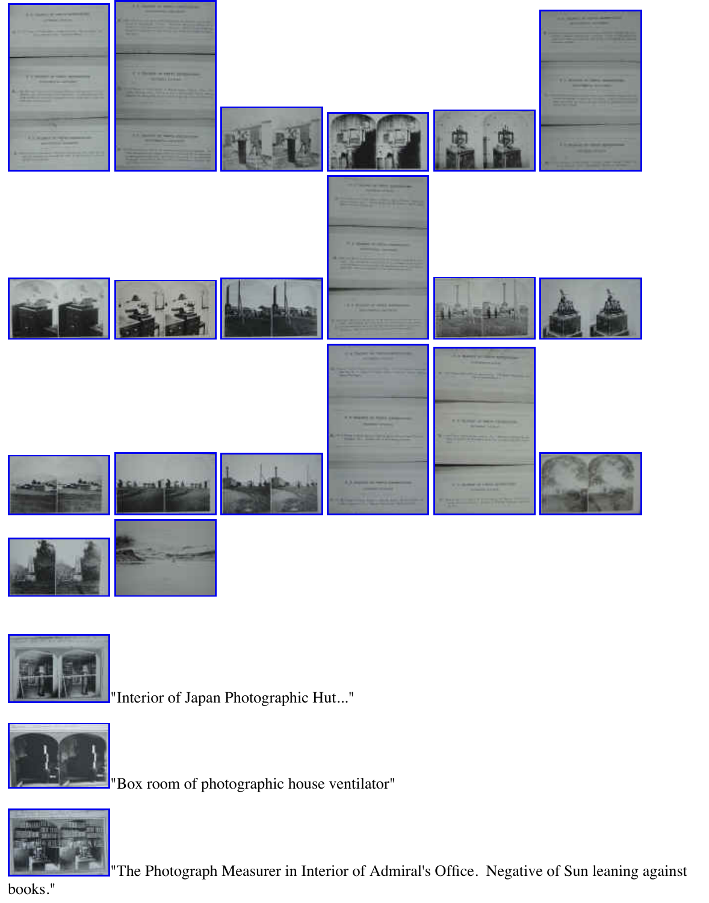"Interior of Japan Photographic Hut..."

"Box room of photographic house ventilator"

"The Photograph Measurer in Interior of Admiral's Office. Negative of Sun leaning against books."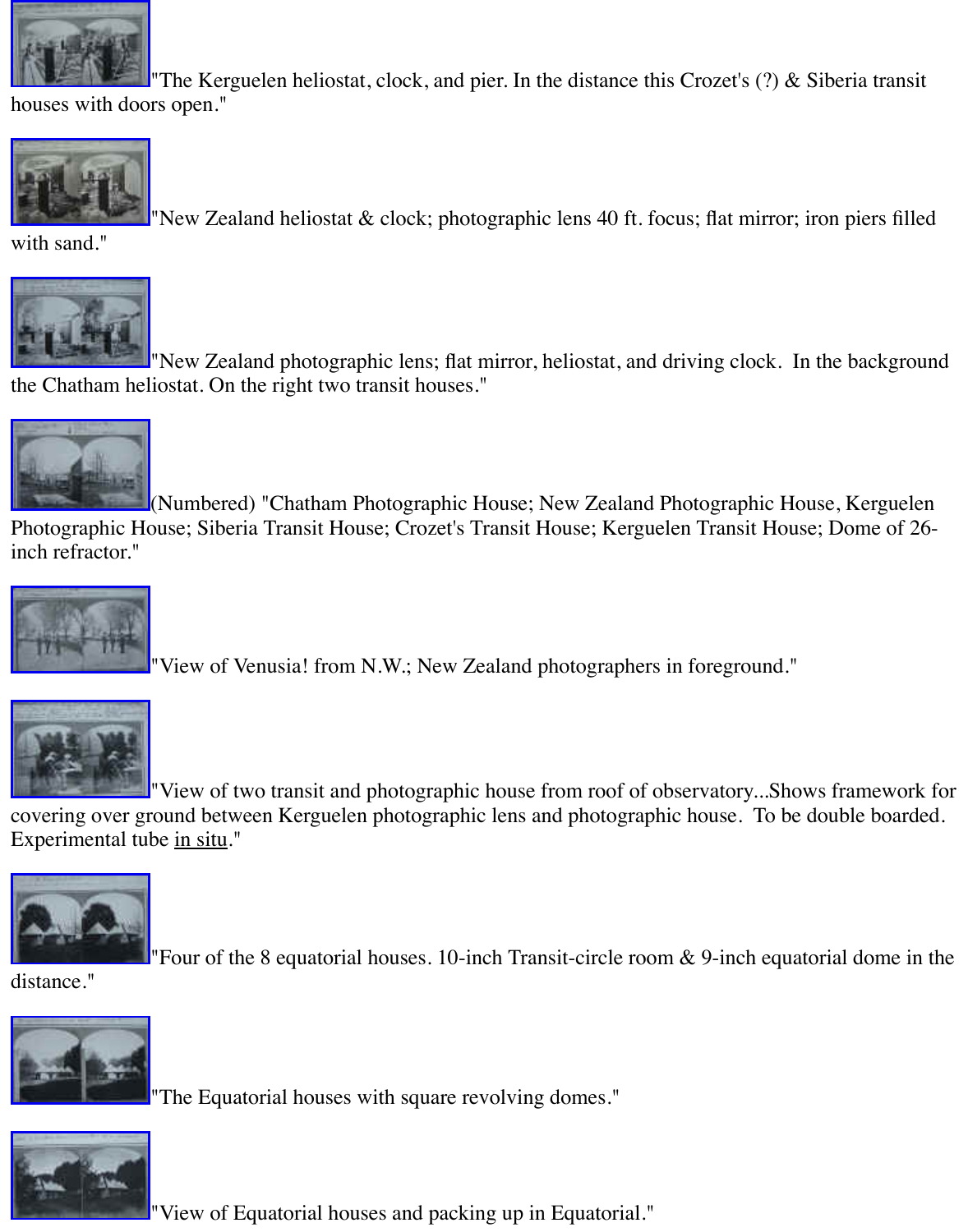"The Kerguelen heliostat, clock, and pier. In the distance this Crozet's (?) & Siberia transit houses with doors open."

"New Zealand heliostat & clock; photographic lens 40 ft. focus; flat mirror; iron piers filled with sand."

"New Zealand photographic lens; flat mirror, heliostat, and driving clock.  In the background the Chatham heliostat. On the right two transit houses."

(Numbered) "Chatham Photographic House; New Zealand Photographic House, Kerguelen Photographic House; Siberia Transit House; Crozet's Transit House; Kerguelen Transit House; Dome of 26-inch refractor."

"View of Venusia! from N.W.; New Zealand photographers in foreground."

"View of two transit and photographic house from roof of observatory...Shows framework for covering over ground between Kerguelen photographic lens and photographic house.  To be double boarded. Experimental tube in situ."

"Four of the 8 equatorial houses. 10-inch Transit-circle room & 9-inch equatorial dome in the distance."

"The Equatorial houses with square revolving domes."

"View of Equatorial houses and packing up in Equatorial."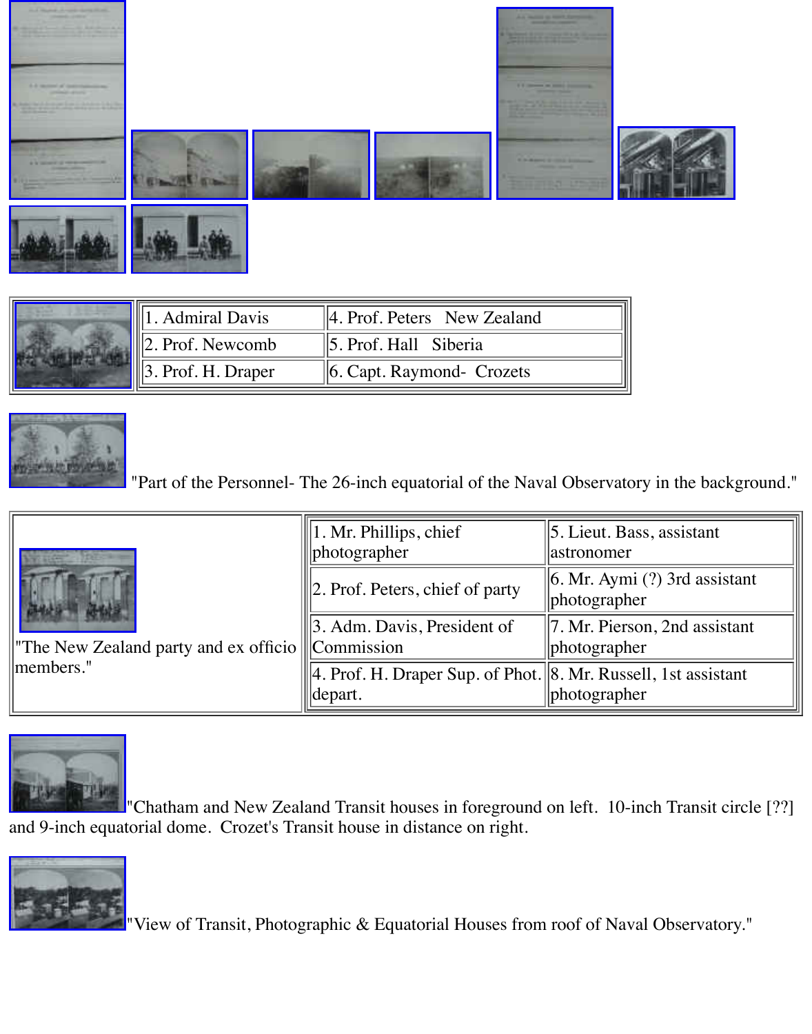| 1. Admiral Davis | 4. Prof. Peters   New Zealand |
| --- | --- |
| 2. Prof. Newcomb | 5. Prof. Hall   Siberia |
| 3. Prof. H. Draper | 6. Capt. Raymond-  Crozets |

"Part of the Personnel- The 26-inch equatorial of the Naval Observatory in the background."

"The New Zealand party and ex officio members."

| 1. Mr. Phillips, chief photographer | 5. Lieut. Bass, assistant astronomer |
| --- | --- |
| 2. Prof. Peters, chief of party | 6. Mr. Aymi (?) 3rd assistant photographer |
| 3. Adm. Davis, President of Commission | 7. Mr. Pierson, 2nd assistant photographer |
| 4. Prof. H. Draper Sup. of Phot. depart. | 8. Mr. Russell, 1st assistant photographer |

"Chatham and New Zealand Transit houses in foreground on left.  10-inch Transit circle [??] and 9-inch equatorial dome.  Crozet's Transit house in distance on right.

"View of Transit, Photographic & Equatorial Houses from roof of Naval Observatory."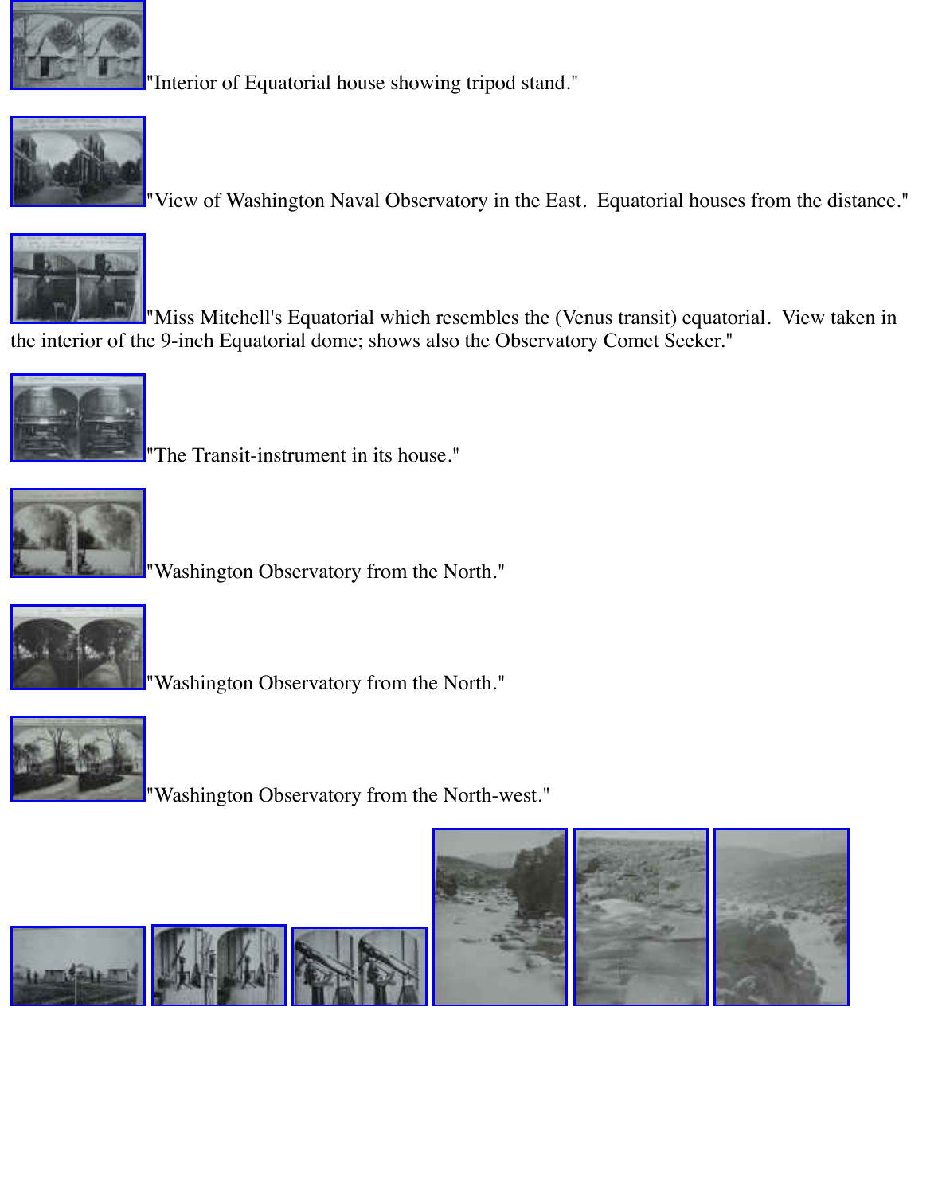"Interior of Equatorial house showing tripod stand."

"View of Washington Naval Observatory in the East. Equatorial houses from the distance."

"Miss Mitchell's Equatorial which resembles the (Venus transit) equatorial. View taken in the interior of the 9-inch Equatorial dome; shows also the Observatory Comet Seeker."

"The Transit-instrument in its house."

"Washington Observatory from the North."

"Washington Observatory from the North."

"Washington Observatory from the North-west."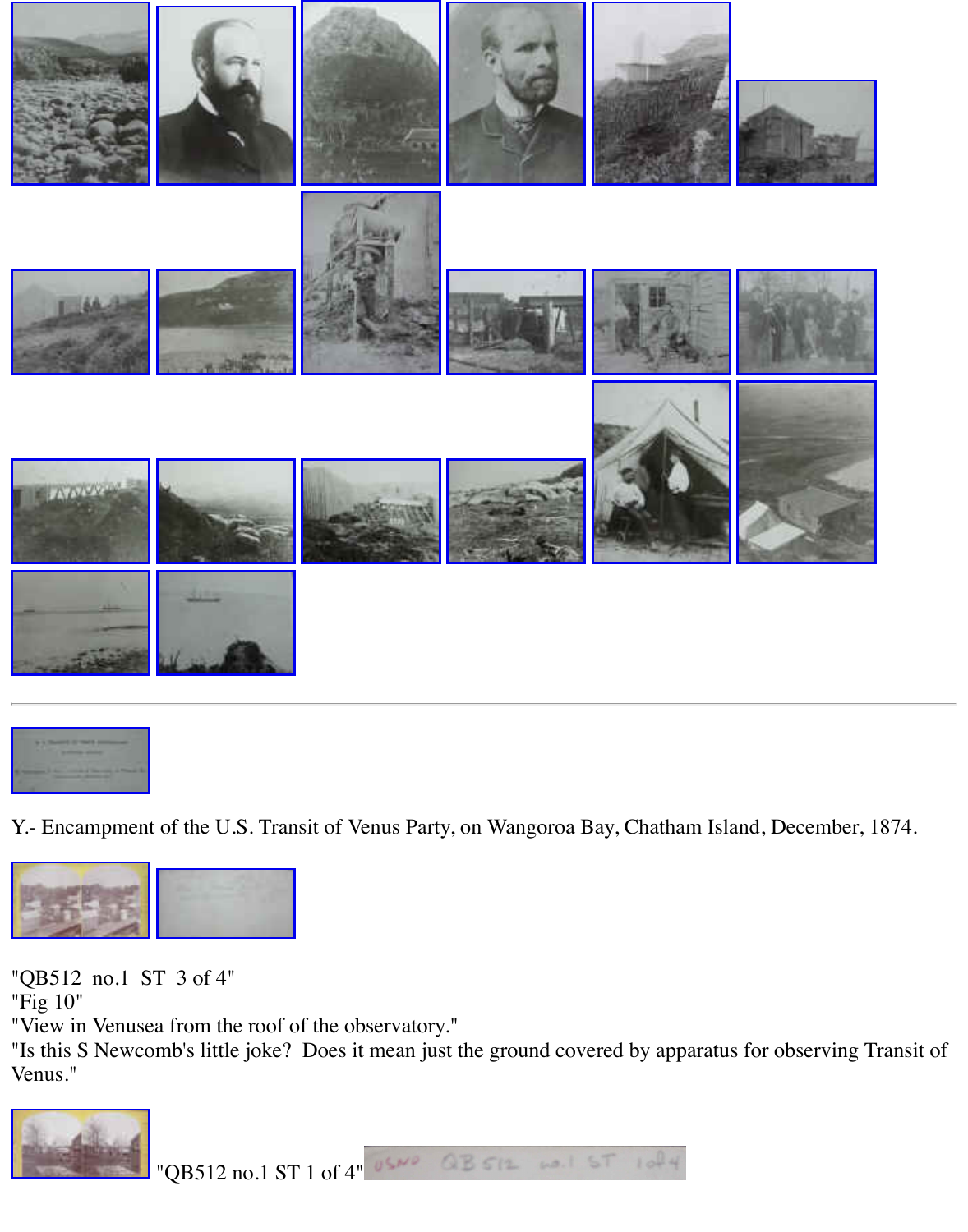---

Y.- Encampment of the U.S. Transit of Venus Party, on Wangoroa Bay, Chatham Island, December, 1874.

"QB512 no.1 ST 3 of 4"
"Fig 10"
"View in Venusea from the roof of the observatory."
"Is this S Newcomb's little joke? Does it mean just the ground covered by apparatus for observing Transit of Venus."

"QB512 no.1 ST 1 of 4"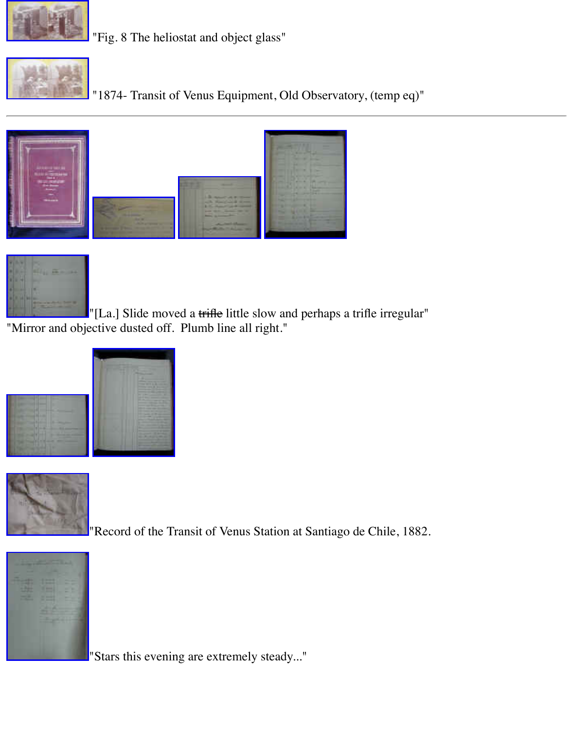"Fig. 8 The heliostat and object glass"

"1874- Transit of Venus Equipment, Old Observatory, (temp eq)"

---

"[La.] Slide moved a ~~trifle~~ little slow and perhaps a trifle irregular"
"Mirror and objective dusted off. Plumb line all right."

"Record of the Transit of Venus Station at Santiago de Chile, 1882.

"Stars this evening are extremely steady..."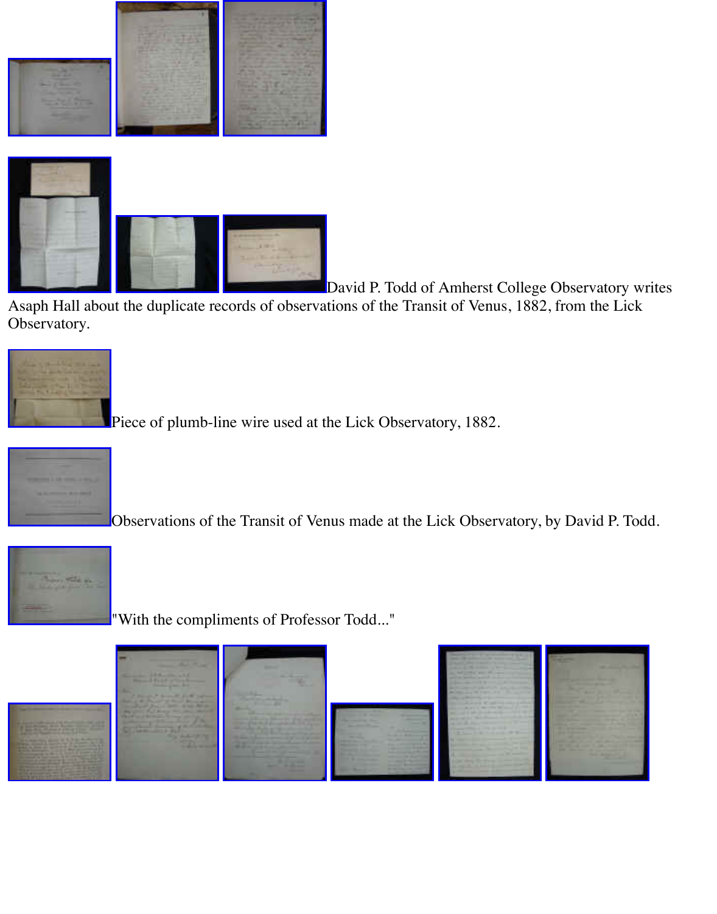David P. Todd of Amherst College Observatory writes Asaph Hall about the duplicate records of observations of the Transit of Venus, 1882, from the Lick Observatory.

Piece of plumb-line wire used at the Lick Observatory, 1882.

Observations of the Transit of Venus made at the Lick Observatory, by David P. Todd.

"With the compliments of Professor Todd..."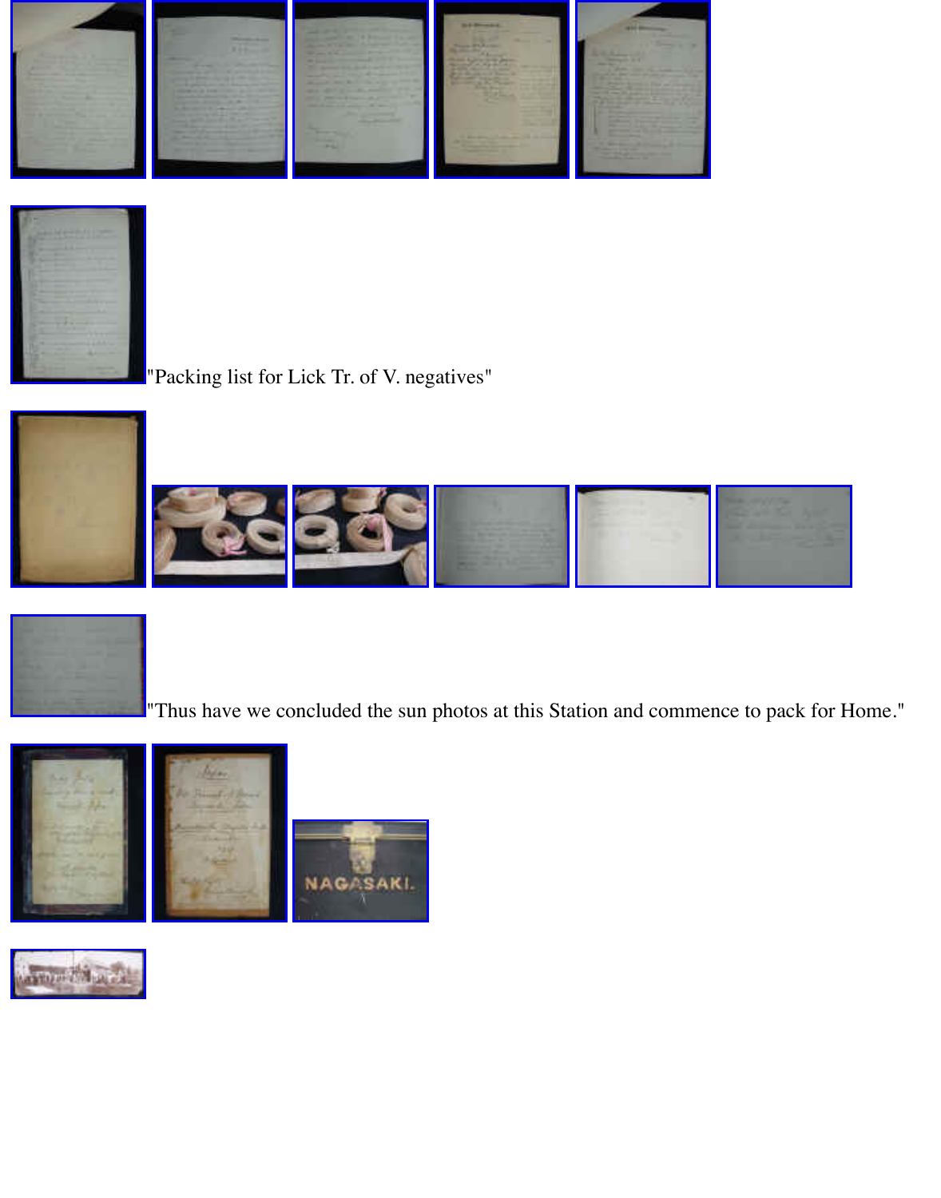"Packing list for Lick Tr. of V. negatives"

"Thus have we concluded the sun photos at this Station and commence to pack for Home."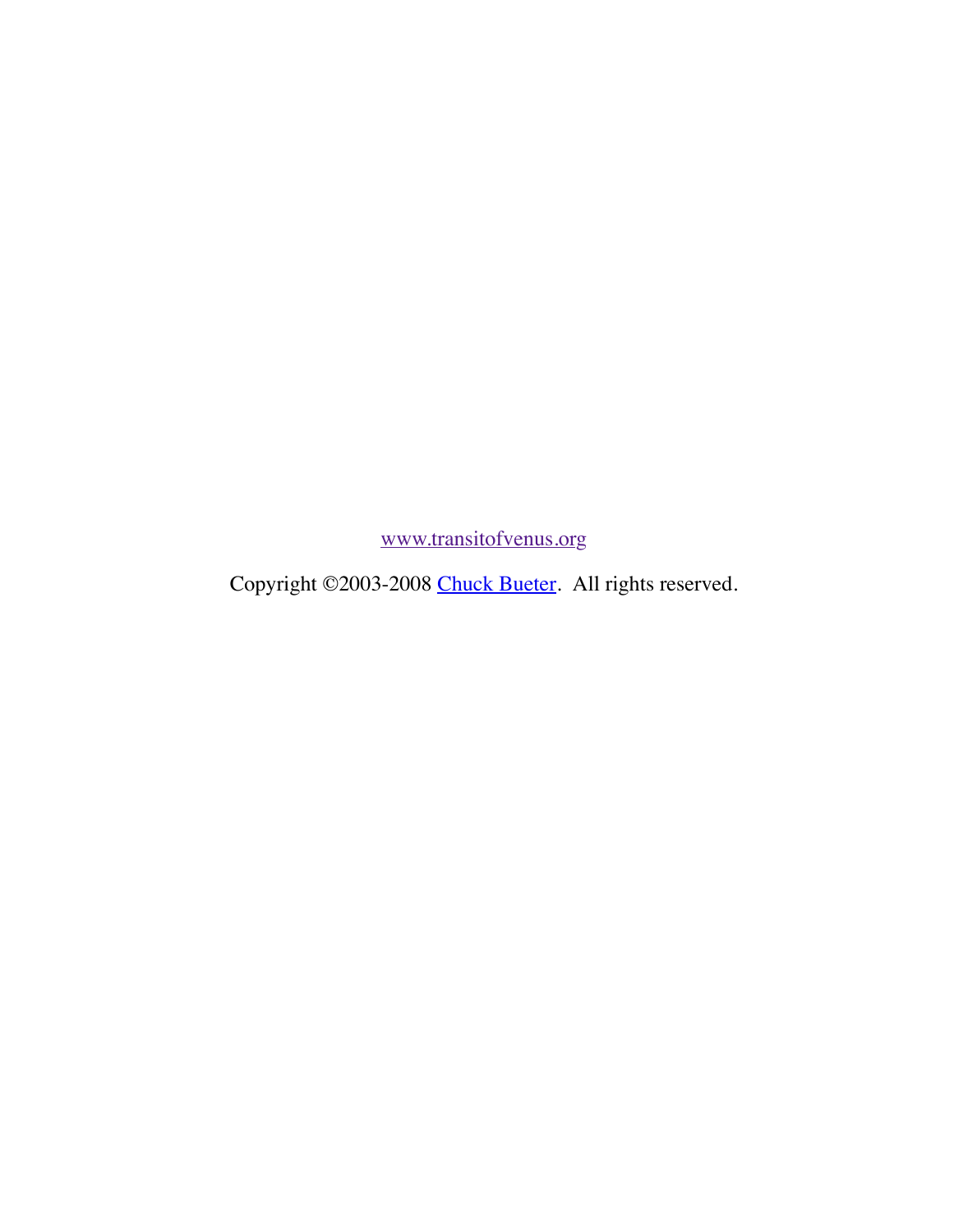www.transitofvenus.org

Copyright ©2003-2008 Chuck Bueter.  All rights reserved.